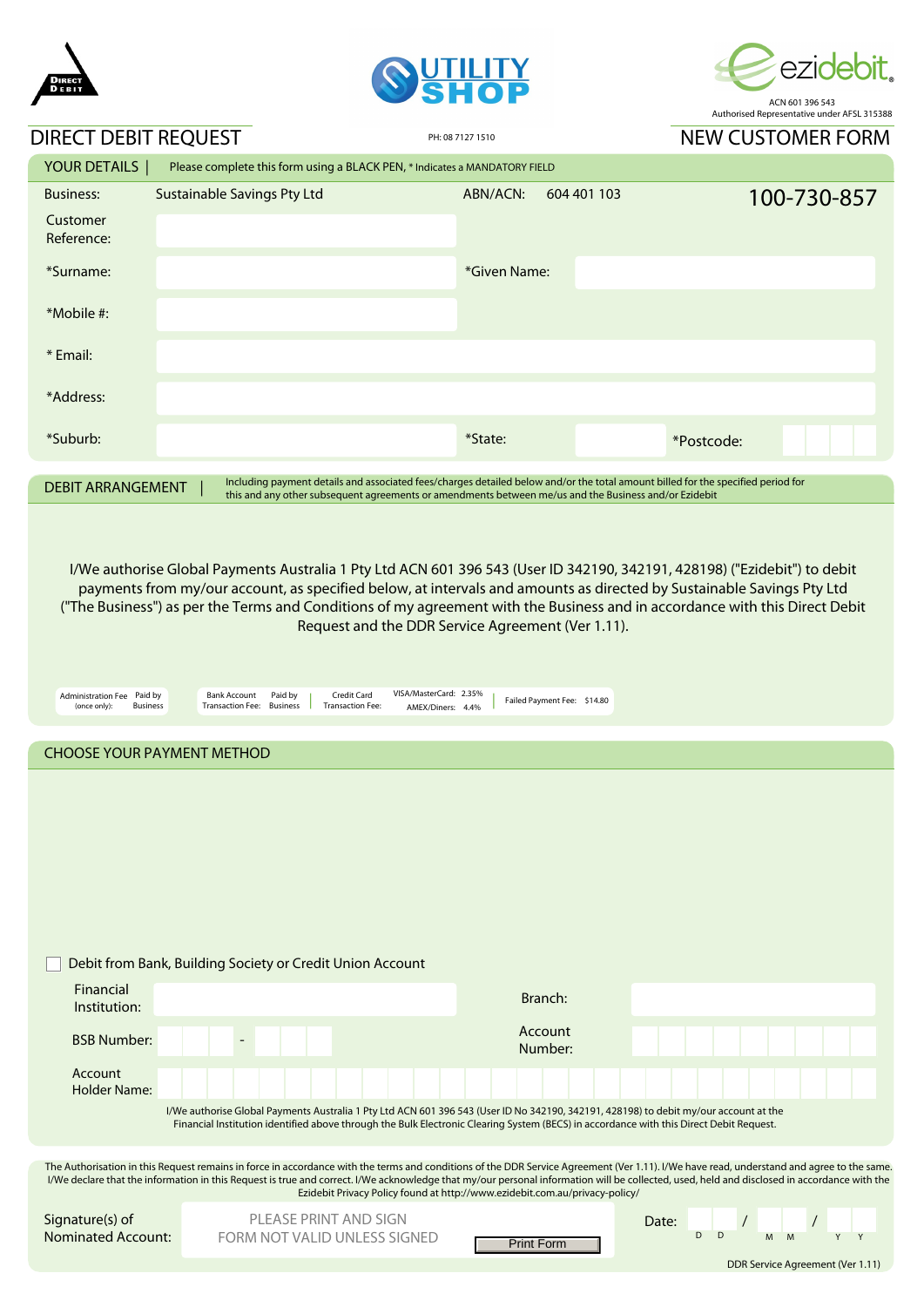DIRECT DEBIT

UTILITY SHOP

ezidebit
ACN 601 396 543
Authorised Representative under AFSL 315388

# DIRECT DEBIT REQUEST

PH: 08 7127 1510

# NEW CUSTOMER FORM

## YOUR DETAILS | Please complete this form using a BLACK PEN, * Indicates a MANDATORY FIELD

Business: Sustainable Savings Pty Ltd    ABN/ACN: 604 401 103    **100-730-857**

Customer Reference:

*Surname:    *Given Name:

*Mobile #:

* Email:

*Address:

*Suburb:    *State:    *Postcode:

## DEBIT ARRANGEMENT | Including payment details and associated fees/charges detailed below and/or the total amount billed for the specified period for this and any other subsequent agreements or amendments between me/us and the Business and/or Ezidebit

I/We authorise Global Payments Australia 1 Pty Ltd ACN 601 396 543 (User ID 342190, 342191, 428198) ("Ezidebit") to debit payments from my/our account, as specified below, at intervals and amounts as directed by Sustainable Savings Pty Ltd ("The Business") as per the Terms and Conditions of my agreement with the Business and in accordance with this Direct Debit Request and the DDR Service Agreement (Ver 1.11).

| Administration Fee (once only): | Paid by Business | Bank Account Transaction Fee: | Paid by Business | Credit Card Transaction Fee: | VISA/MasterCard: 2.35% AMEX/Diners: 4.4% | Failed Payment Fee: | $14.80 |
|---|---|---|---|---|---|---|---|

## CHOOSE YOUR PAYMENT METHOD

☐ Debit from Bank, Building Society or Credit Union Account

Financial Institution:    Branch:

BSB Number: _ _ _ - _ _ _    Account Number:

Account Holder Name:

I/We authorise Global Payments Australia 1 Pty Ltd ACN 601 396 543 (User ID No 342190, 342191, 428198) to debit my/our account at the Financial Institution identified above through the Bulk Electronic Clearing System (BECS) in accordance with this Direct Debit Request.

The Authorisation in this Request remains in force in accordance with the terms and conditions of the DDR Service Agreement (Ver 1.11). I/We have read, understand and agree to the same. I/We declare that the information in this Request is true and correct. I/We acknowledge that my/our personal information will be collected, used, held and disclosed in accordance with the Ezidebit Privacy Policy found at http://www.ezidebit.com.au/privacy-policy/

Signature(s) of Nominated Account: PLEASE PRINT AND SIGN FORM NOT VALID UNLESS SIGNED    Print Form

Date: D D / M M / Y Y

DDR Service Agreement (Ver 1.11)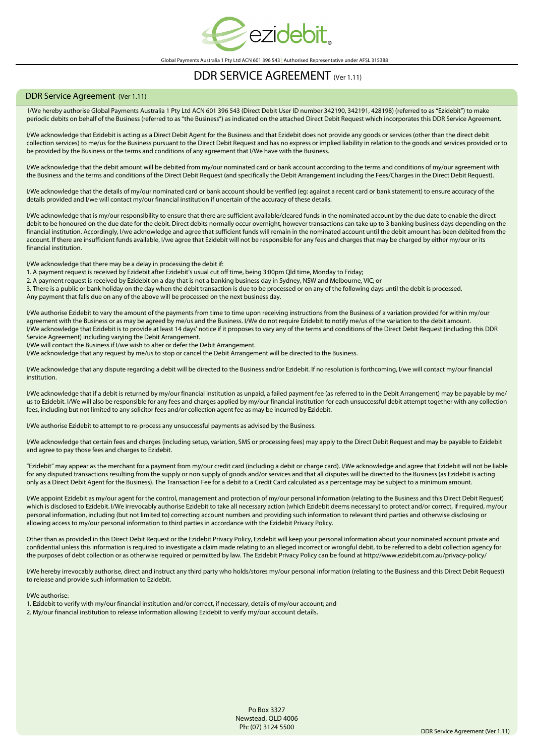Global Payments Australia 1 Pty Ltd ACN 601 396 543 | Authorised Representative under AFSL 315388

# DDR SERVICE AGREEMENT (Ver 1.11)

## DDR Service Agreement (Ver 1.11)

I/We hereby authorise Global Payments Australia 1 Pty Ltd ACN 601 396 543 (Direct Debit User ID number 342190, 342191, 428198) (referred to as "Ezidebit") to make periodic debits on behalf of the Business (referred to as "the Business") as indicated on the attached Direct Debit Request which incorporates this DDR Service Agreement.

I/We acknowledge that Ezidebit is acting as a Direct Debit Agent for the Business and that Ezidebit does not provide any goods or services (other than the direct debit collection services) to me/us for the Business pursuant to the Direct Debit Request and has no express or implied liability in relation to the goods and services provided or to be provided by the Business or the terms and conditions of any agreement that I/We have with the Business.

I/We acknowledge that the debit amount will be debited from my/our nominated card or bank account according to the terms and conditions of my/our agreement with the Business and the terms and conditions of the Direct Debit Request (and specifically the Debit Arrangement including the Fees/Charges in the Direct Debit Request).

I/We acknowledge that the details of my/our nominated card or bank account should be verified (eg: against a recent card or bank statement) to ensure accuracy of the details provided and I/we will contact my/our financial institution if uncertain of the accuracy of these details.

I/We acknowledge that it is my/our responsibility to ensure that there are sufficient available/cleared funds in the nominated account by the due date to enable the direct debit to be honoured on the due date for the debit. Direct debits normally occur overnight, however transactions can take up to 3 banking business days depending on the financial institution. Accordingly, I/we acknowledge and agree that sufficient funds will remain in the nominated account until the debit amount has been debited from the account. If there are insufficient funds available, I/we agree that Ezidebit will not be responsible for any fees and charges that may be charged by either my/our or its financial institution.

I/We acknowledge that there may be a delay in processing the debit if:

1. A payment request is received by Ezidebit after Ezidebit's usual cut off time, being 3:00pm Qld time, Monday to Friday;
2. A payment request is received by Ezidebit on a day that is not a banking business day in Sydney, NSW and Melbourne, VIC; or
3. There is a public or bank holiday on the day when the debit transaction is due to be processed or on any of the following days until the debit is processed.

Any payment that falls due on any of the above will be processed on the next business day.

I/We authorise Ezidebit to vary the amount of the payments from time to time upon receiving instructions from the Business of a variation provided for within my/our agreement with the Business or as may be agreed by me/us and the Business. I/We do not require Ezidebit to notify me/us of the variation to the debit amount.
I/We acknowledge that Ezidebit is to provide at least 14 days' notice if it proposes to vary any of the terms and conditions of the Direct Debit Request (including this DDR Service Agreement) including varying the Debit Arrangement.
I/We will contact the Business if I/we wish to alter or defer the Debit Arrangement.
I/We acknowledge that any request by me/us to stop or cancel the Debit Arrangement will be directed to the Business.

I/We acknowledge that any dispute regarding a debit will be directed to the Business and/or Ezidebit. If no resolution is forthcoming, I/we will contact my/our financial institution.

I/We acknowledge that if a debit is returned by my/our financial institution as unpaid, a failed payment fee (as referred to in the Debit Arrangement) may be payable by me/us to Ezidebit. I/We will also be responsible for any fees and charges applied by my/our financial institution for each unsuccessful debit attempt together with any collection fees, including but not limited to any solicitor fees and/or collection agent fee as may be incurred by Ezidebit.

I/We authorise Ezidebit to attempt to re-process any unsuccessful payments as advised by the Business.

I/We acknowledge that certain fees and charges (including setup, variation, SMS or processing fees) may apply to the Direct Debit Request and may be payable to Ezidebit and agree to pay those fees and charges to Ezidebit.

"Ezidebit" may appear as the merchant for a payment from my/our credit card (including a debit or charge card). I/We acknowledge and agree that Ezidebit will not be liable for any disputed transactions resulting from the supply or non supply of goods and/or services and that all disputes will be directed to the Business (as Ezidebit is acting only as a Direct Debit Agent for the Business). The Transaction Fee for a debit to a Credit Card calculated as a percentage may be subject to a minimum amount.

I/We appoint Ezidebit as my/our agent for the control, management and protection of my/our personal information (relating to the Business and this Direct Debit Request) which is disclosed to Ezidebit. I/We irrevocably authorise Ezidebit to take all necessary action (which Ezidebit deems necessary) to protect and/or correct, if required, my/our personal information, including (but not limited to) correcting account numbers and providing such information to relevant third parties and otherwise disclosing or allowing access to my/our personal information to third parties in accordance with the Ezidebit Privacy Policy.

Other than as provided in this Direct Debit Request or the Ezidebit Privacy Policy, Ezidebit will keep your personal information about your nominated account private and confidential unless this information is required to investigate a claim made relating to an alleged incorrect or wrongful debit, to be referred to a debt collection agency for the purposes of debt collection or as otherwise required or permitted by law. The Ezidebit Privacy Policy can be found at http://www.ezidebit.com.au/privacy-policy/

I/We hereby irrevocably authorise, direct and instruct any third party who holds/stores my/our personal information (relating to the Business and this Direct Debit Request) to release and provide such information to Ezidebit.

I/We authorise:

1. Ezidebit to verify with my/our financial institution and/or correct, if necessary, details of my/our account; and
2. My/our financial institution to release information allowing Ezidebit to verify my/our account details.

Po Box 3327
Newstead, QLD 4006
Ph: (07) 3124 5500